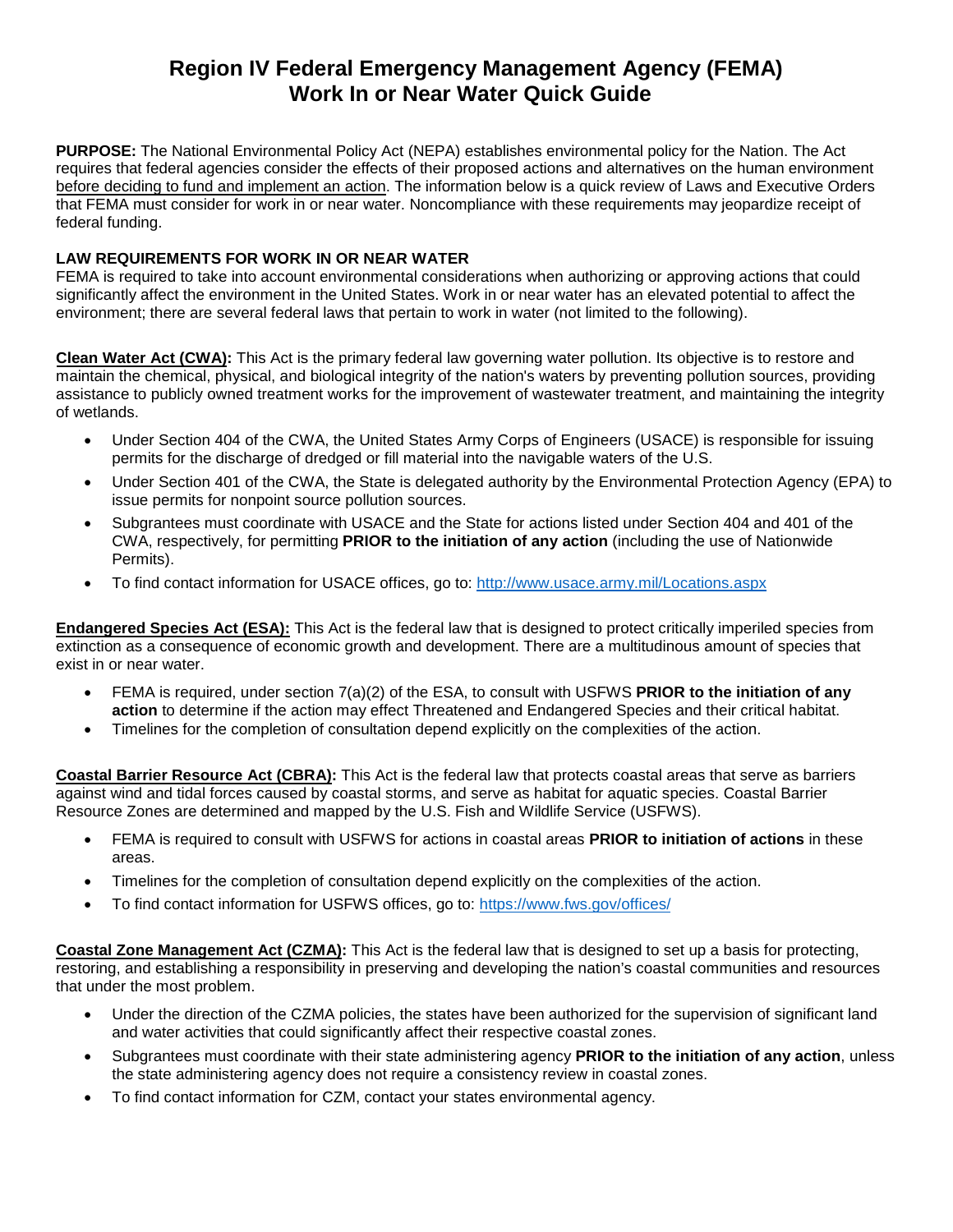# Region IV Federal Emergency Management Agency (FEMA) Work In or Near Water Quick Guide

**PURPOSE:** The National Environmental Policy Act (NEPA) establishes environmental policy for the Nation. The Act requires that federal agencies consider the effects of their proposed actions and alternatives on the human environment before deciding to fund and implement an action. The information below is a quick review of Laws and Executive Orders that FEMA must consider for work in or near water. Noncompliance with these requirements may jeopardize receipt of federal funding.

**LAW REQUIREMENTS FOR WORK IN OR NEAR WATER**

FEMA is required to take into account environmental considerations when authorizing or approving actions that could significantly affect the environment in the United States. Work in or near water has an elevated potential to affect the environment; there are several federal laws that pertain to work in water (not limited to the following).

**Clean Water Act (CWA):** This Act is the primary federal law governing water pollution. Its objective is to restore and maintain the chemical, physical, and biological integrity of the nation's waters by preventing pollution sources, providing assistance to publicly owned treatment works for the improvement of wastewater treatment, and maintaining the integrity of wetlands.

- Under Section 404 of the CWA, the United States Army Corps of Engineers (USACE) is responsible for issuing permits for the discharge of dredged or fill material into the navigable waters of the U.S.
- Under Section 401 of the CWA, the State is delegated authority by the Environmental Protection Agency (EPA) to issue permits for nonpoint source pollution sources.
- Subgrantees must coordinate with USACE and the State for actions listed under Section 404 and 401 of the CWA, respectively, for permitting **PRIOR to the initiation of any action** (including the use of Nationwide Permits).
- To find contact information for USACE offices, go to: http://www.usace.army.mil/Locations.aspx

**Endangered Species Act (ESA):** This Act is the federal law that is designed to protect critically imperiled species from extinction as a consequence of economic growth and development. There are a multitudinous amount of species that exist in or near water.

- FEMA is required, under section 7(a)(2) of the ESA, to consult with USFWS **PRIOR to the initiation of any action** to determine if the action may effect Threatened and Endangered Species and their critical habitat.
- Timelines for the completion of consultation depend explicitly on the complexities of the action.

**Coastal Barrier Resource Act (CBRA):** This Act is the federal law that protects coastal areas that serve as barriers against wind and tidal forces caused by coastal storms, and serve as habitat for aquatic species. Coastal Barrier Resource Zones are determined and mapped by the U.S. Fish and Wildlife Service (USFWS).

- FEMA is required to consult with USFWS for actions in coastal areas **PRIOR to initiation of actions** in these areas.
- Timelines for the completion of consultation depend explicitly on the complexities of the action.
- To find contact information for USFWS offices, go to: https://www.fws.gov/offices/

**Coastal Zone Management Act (CZMA):** This Act is the federal law that is designed to set up a basis for protecting, restoring, and establishing a responsibility in preserving and developing the nation's coastal communities and resources that under the most problem.

- Under the direction of the CZMA policies, the states have been authorized for the supervision of significant land and water activities that could significantly affect their respective coastal zones.
- Subgrantees must coordinate with their state administering agency **PRIOR to the initiation of any action**, unless the state administering agency does not require a consistency review in coastal zones.
- To find contact information for CZM, contact your states environmental agency.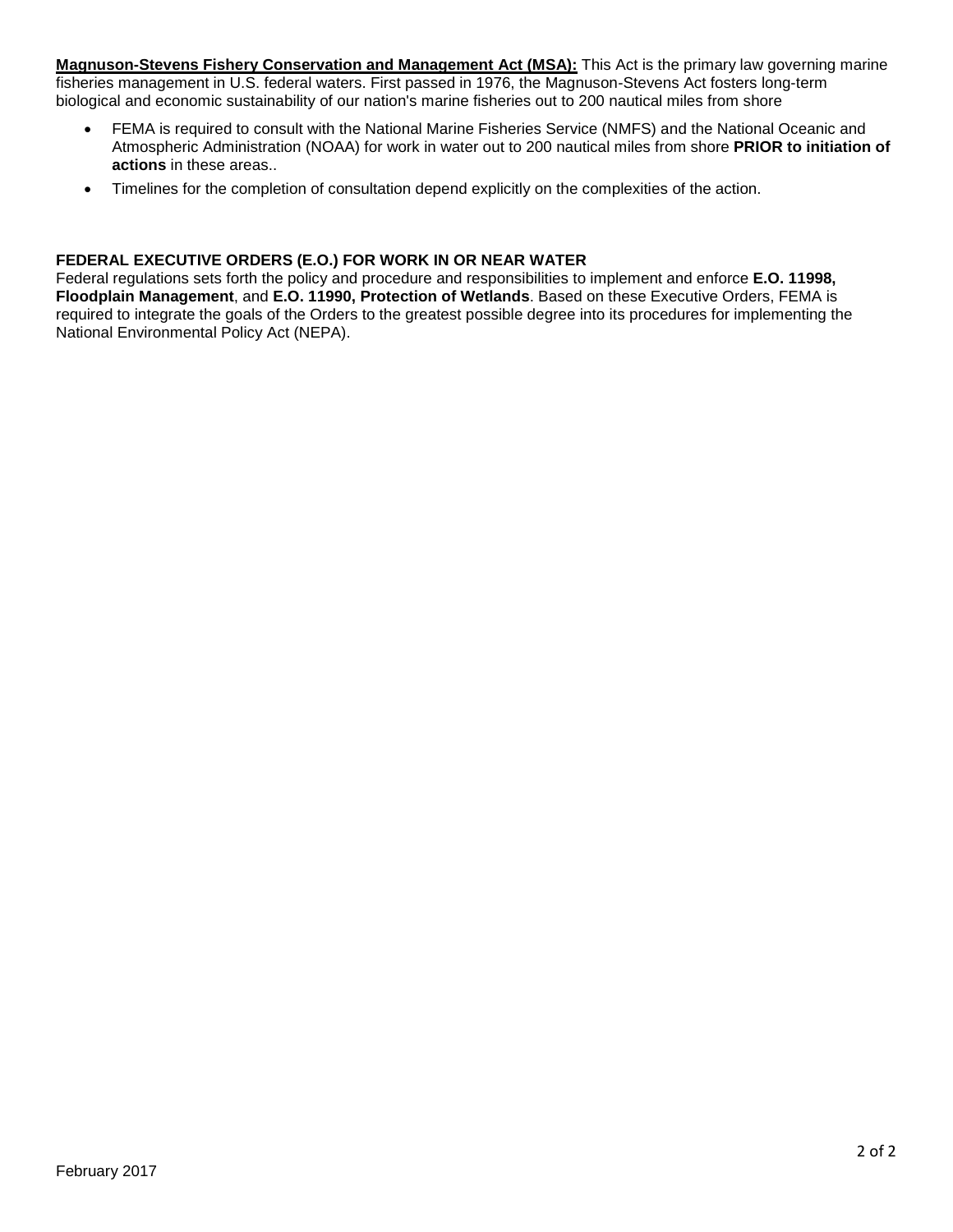**<u>Magnuson-Stevens Fishery Conservation and Management Act (MSA):</u>** This Act is the primary law governing marine fisheries management in U.S. federal waters. First passed in 1976, the Magnuson-Stevens Act fosters long-term biological and economic sustainability of our nation's marine fisheries out to 200 nautical miles from shore

- FEMA is required to consult with the National Marine Fisheries Service (NMFS) and the National Oceanic and Atmospheric Administration (NOAA) for work in water out to 200 nautical miles from shore **PRIOR to initiation of actions** in these areas..
- Timelines for the completion of consultation depend explicitly on the complexities of the action.

**FEDERAL EXECUTIVE ORDERS (E.O.) FOR WORK IN OR NEAR WATER**

Federal regulations sets forth the policy and procedure and responsibilities to implement and enforce **E.O. 11998, Floodplain Management**, and **E.O. 11990, Protection of Wetlands**. Based on these Executive Orders, FEMA is required to integrate the goals of the Orders to the greatest possible degree into its procedures for implementing the National Environmental Policy Act (NEPA).

February 2017